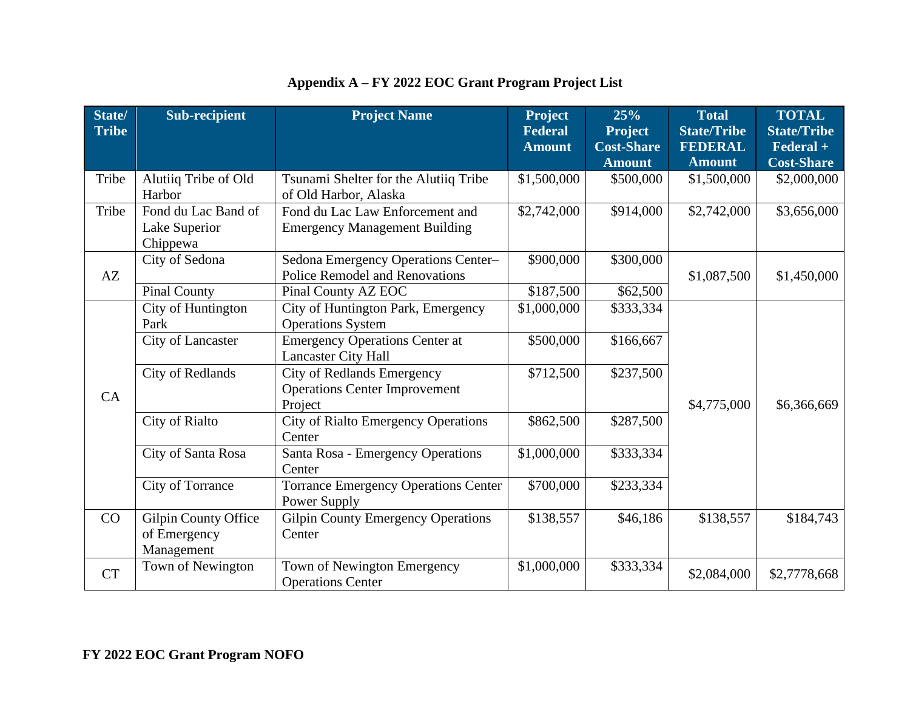## Appendix A – FY 2022 EOC Grant Program Project List

| State/ Tribe | Sub-recipient | Project Name | Project Federal Amount | 25% Project Cost-Share Amount | Total State/Tribe FEDERAL Amount | TOTAL State/Tribe Federal + Cost-Share |
|---|---|---|---|---|---|---|
| Tribe | Alutiiq Tribe of Old Harbor | Tsunami Shelter for the Alutiiq Tribe of Old Harbor, Alaska | $1,500,000 | $500,000 | $1,500,000 | $2,000,000 |
| Tribe | Fond du Lac Band of Lake Superior Chippewa | Fond du Lac Law Enforcement and Emergency Management Building | $2,742,000 | $914,000 | $2,742,000 | $3,656,000 |
| AZ | City of Sedona | Sedona Emergency Operations Center– Police Remodel and Renovations | $900,000 | $300,000 | $1,087,500 | $1,450,000 |
| | Pinal County | Pinal County AZ EOC | $187,500 | $62,500 | | |
| CA | City of Huntington Park | City of Huntington Park, Emergency Operations System | $1,000,000 | $333,334 | $4,775,000 | $6,366,669 |
| | City of Lancaster | Emergency Operations Center at Lancaster City Hall | $500,000 | $166,667 | | |
| | City of Redlands | City of Redlands Emergency Operations Center Improvement Project | $712,500 | $237,500 | | |
| | City of Rialto | City of Rialto Emergency Operations Center | $862,500 | $287,500 | | |
| | City of Santa Rosa | Santa Rosa - Emergency Operations Center | $1,000,000 | $333,334 | | |
| | City of Torrance | Torrance Emergency Operations Center Power Supply | $700,000 | $233,334 | | |
| CO | Gilpin County Office of Emergency Management | Gilpin County Emergency Operations Center | $138,557 | $46,186 | $138,557 | $184,743 |
| CT | Town of Newington | Town of Newington Emergency Operations Center | $1,000,000 | $333,334 | $2,084,000 | $2,7778,668 |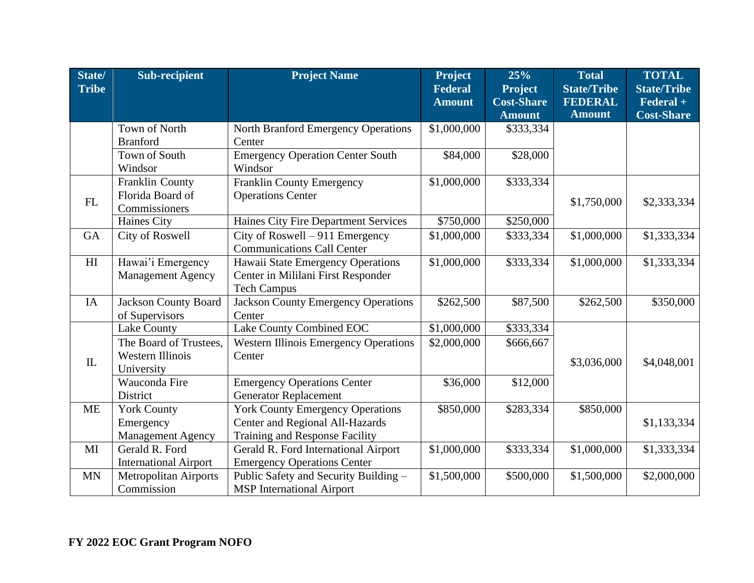| State/ Tribe | Sub-recipient | Project Name | Project Federal Amount | 25% Project Cost-Share Amount | Total State/Tribe FEDERAL Amount | TOTAL State/Tribe Federal + Cost-Share |
|---|---|---|---|---|---|---|
| | Town of North Branford | North Branford Emergency Operations Center | $1,000,000 | $333,334 | | |
| | Town of South Windsor | Emergency Operation Center South Windsor | $84,000 | $28,000 | | |
| FL | Franklin County Florida Board of Commissioners | Franklin County Emergency Operations Center | $1,000,000 | $333,334 | $1,750,000 | $2,333,334 |
| | Haines City | Haines City Fire Department Services | $750,000 | $250,000 | | |
| GA | City of Roswell | City of Roswell – 911 Emergency Communications Call Center | $1,000,000 | $333,334 | $1,000,000 | $1,333,334 |
| HI | Hawai'i Emergency Management Agency | Hawaii State Emergency Operations Center in Mililani First Responder Tech Campus | $1,000,000 | $333,334 | $1,000,000 | $1,333,334 |
| IA | Jackson County Board of Supervisors | Jackson County Emergency Operations Center | $262,500 | $87,500 | $262,500 | $350,000 |
| IL | Lake County | Lake County Combined EOC | $1,000,000 | $333,334 | $3,036,000 | $4,048,001 |
| | The Board of Trustees, Western Illinois University | Western Illinois Emergency Operations Center | $2,000,000 | $666,667 | | |
| | Wauconda Fire District | Emergency Operations Center Generator Replacement | $36,000 | $12,000 | | |
| ME | York County Emergency Management Agency | York County Emergency Operations Center and Regional All-Hazards Training and Response Facility | $850,000 | $283,334 | $850,000 | $1,133,334 |
| MI | Gerald R. Ford International Airport | Gerald R. Ford International Airport Emergency Operations Center | $1,000,000 | $333,334 | $1,000,000 | $1,333,334 |
| MN | Metropolitan Airports Commission | Public Safety and Security Building – MSP International Airport | $1,500,000 | $500,000 | $1,500,000 | $2,000,000 |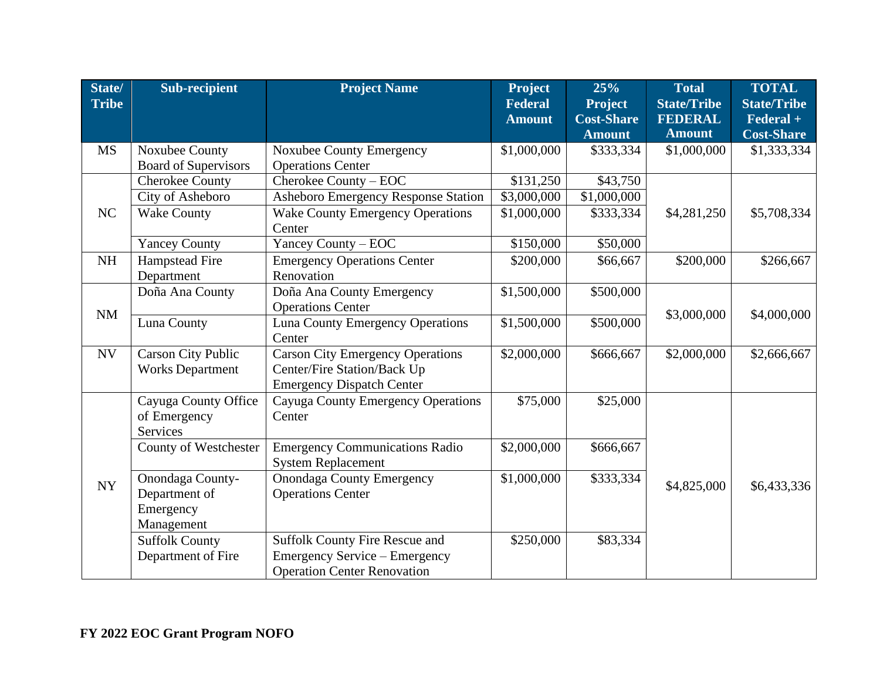| State/ Tribe | Sub-recipient | Project Name | Project Federal Amount | 25% Project Cost-Share Amount | Total State/Tribe FEDERAL Amount | TOTAL State/Tribe Federal + Cost-Share |
|---|---|---|---|---|---|---|
| MS | Noxubee County Board of Supervisors | Noxubee County Emergency Operations Center | $1,000,000 | $333,334 | $1,000,000 | $1,333,334 |
| NC | Cherokee County | Cherokee County – EOC | $131,250 | $43,750 | $4,281,250 | $5,708,334 |
| | City of Asheboro | Asheboro Emergency Response Station | $3,000,000 | $1,000,000 | | |
| | Wake County | Wake County Emergency Operations Center | $1,000,000 | $333,334 | | |
| | Yancey County | Yancey County – EOC | $150,000 | $50,000 | | |
| NH | Hampstead Fire Department | Emergency Operations Center Renovation | $200,000 | $66,667 | $200,000 | $266,667 |
| NM | Doña Ana County | Doña Ana County Emergency Operations Center | $1,500,000 | $500,000 | $3,000,000 | $4,000,000 |
| | Luna County | Luna County Emergency Operations Center | $1,500,000 | $500,000 | | |
| NV | Carson City Public Works Department | Carson City Emergency Operations Center/Fire Station/Back Up Emergency Dispatch Center | $2,000,000 | $666,667 | $2,000,000 | $2,666,667 |
| NY | Cayuga County Office of Emergency Services | Cayuga County Emergency Operations Center | $75,000 | $25,000 | $4,825,000 | $6,433,336 |
| | County of Westchester | Emergency Communications Radio System Replacement | $2,000,000 | $666,667 | | |
| | Onondaga County-Department of Emergency Management | Onondaga County Emergency Operations Center | $1,000,000 | $333,334 | | |
| | Suffolk County Department of Fire | Suffolk County Fire Rescue and Emergency Service – Emergency Operation Center Renovation | $250,000 | $83,334 | | |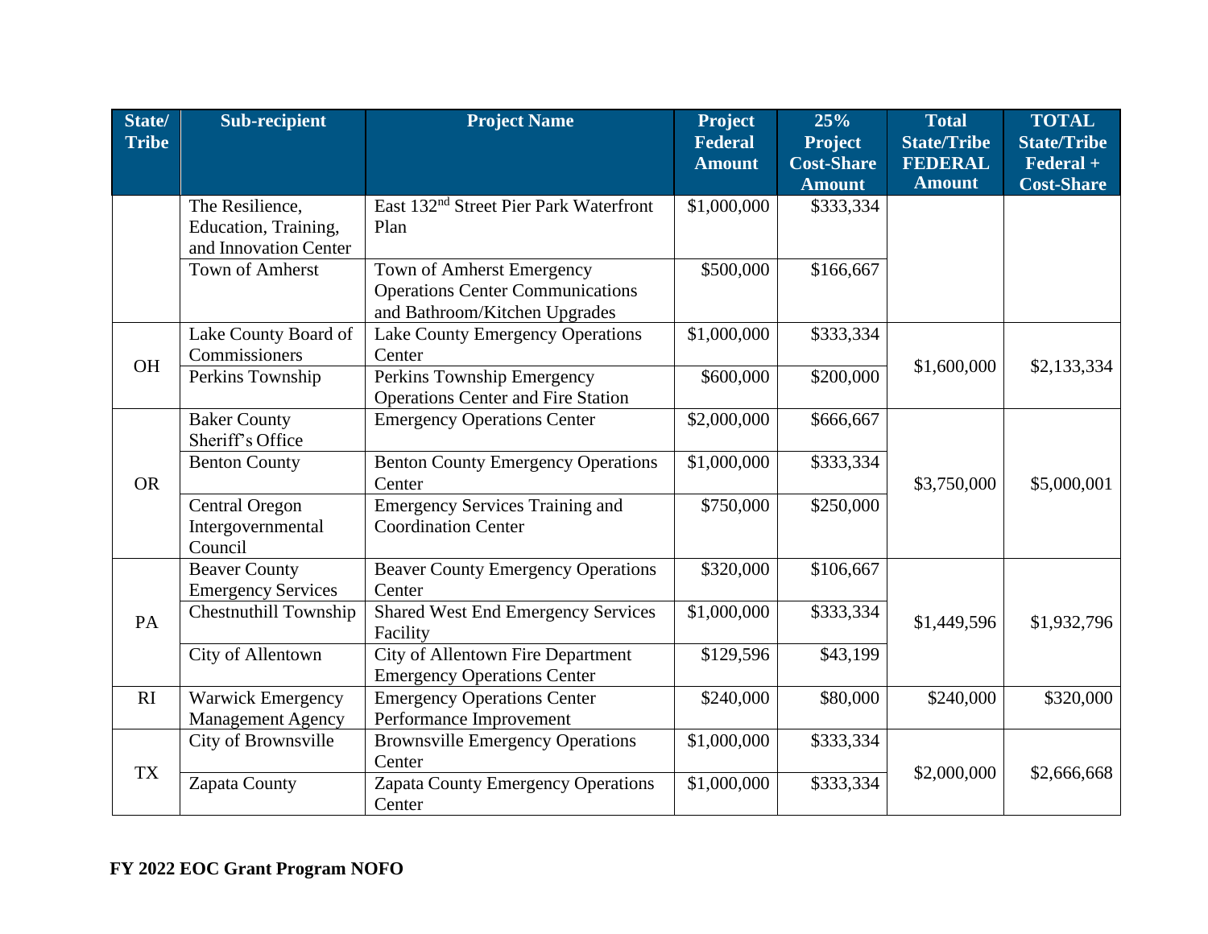| State/ Tribe | Sub-recipient | Project Name | Project Federal Amount | 25% Project Cost-Share Amount | Total State/Tribe FEDERAL Amount | TOTAL State/Tribe Federal + Cost-Share |
|---|---|---|---|---|---|---|
| | The Resilience, Education, Training, and Innovation Center | East 132nd Street Pier Park Waterfront Plan | $1,000,000 | $333,334 | | |
| | Town of Amherst | Town of Amherst Emergency Operations Center Communications and Bathroom/Kitchen Upgrades | $500,000 | $166,667 | | |
| OH | Lake County Board of Commissioners | Lake County Emergency Operations Center | $1,000,000 | $333,334 | $1,600,000 | $2,133,334 |
| | Perkins Township | Perkins Township Emergency Operations Center and Fire Station | $600,000 | $200,000 | | |
| OR | Baker County Sheriff's Office | Emergency Operations Center | $2,000,000 | $666,667 | $3,750,000 | $5,000,001 |
| | Benton County | Benton County Emergency Operations Center | $1,000,000 | $333,334 | | |
| | Central Oregon Intergovernmental Council | Emergency Services Training and Coordination Center | $750,000 | $250,000 | | |
| PA | Beaver County Emergency Services | Beaver County Emergency Operations Center | $320,000 | $106,667 | $1,449,596 | $1,932,796 |
| | Chestnuthill Township | Shared West End Emergency Services Facility | $1,000,000 | $333,334 | | |
| | City of Allentown | City of Allentown Fire Department Emergency Operations Center | $129,596 | $43,199 | | |
| RI | Warwick Emergency Management Agency | Emergency Operations Center Performance Improvement | $240,000 | $80,000 | $240,000 | $320,000 |
| TX | City of Brownsville | Brownsville Emergency Operations Center | $1,000,000 | $333,334 | $2,000,000 | $2,666,668 |
| | Zapata County | Zapata County Emergency Operations Center | $1,000,000 | $333,334 | | |

**FY 2022 EOC Grant Program NOFO**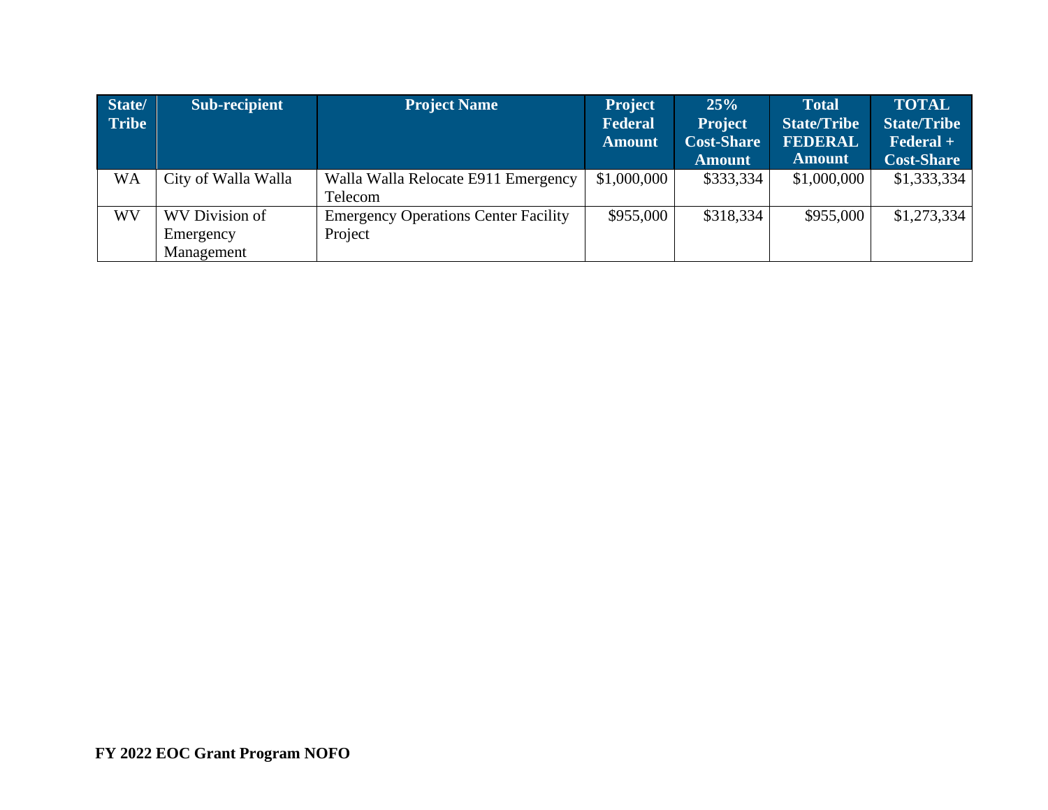| State/ Tribe | Sub-recipient | Project Name | Project Federal Amount | 25% Project Cost-Share Amount | Total State/Tribe FEDERAL Amount | TOTAL State/Tribe Federal + Cost-Share |
|---|---|---|---|---|---|---|
| WA | City of Walla Walla | Walla Walla Relocate E911 Emergency Telecom | $1,000,000 | $333,334 | $1,000,000 | $1,333,334 |
| WV | WV Division of Emergency Management | Emergency Operations Center Facility Project | $955,000 | $318,334 | $955,000 | $1,273,334 |